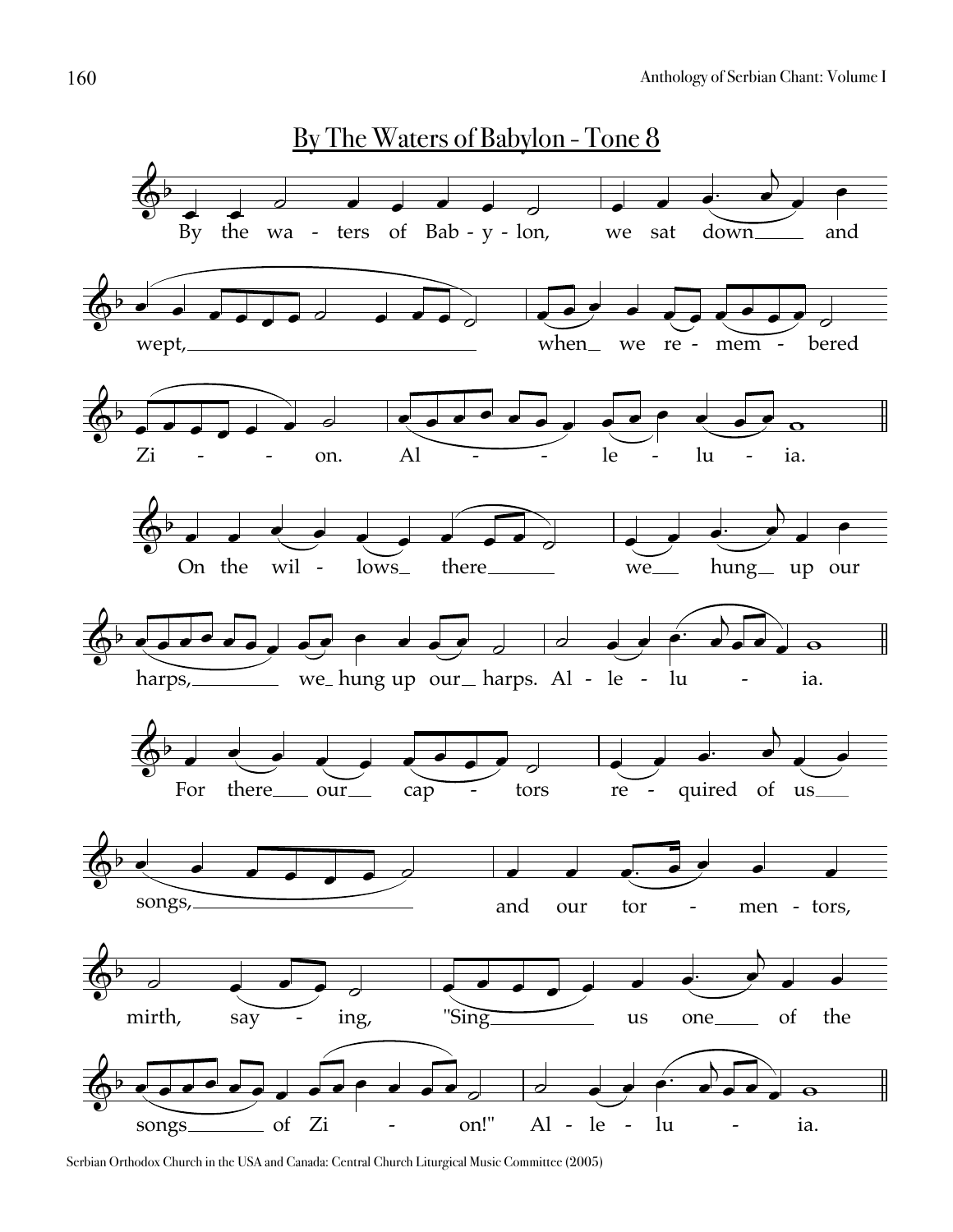# By The Waters of Babylon - Tone 8

By the waters of Babylon, we sat down and wept, when we remembered Zion. Alleluia.

On the willows there we hung up our harps, we hung up our harps. Alleluia.

For there our captors required of us songs, and our tormentors, mirth, saying, "Sing us one of the songs of Zion!" Alleluia.

Serbian Orthodox Church in the USA and Canada: Central Church Liturgical Music Committee (2005)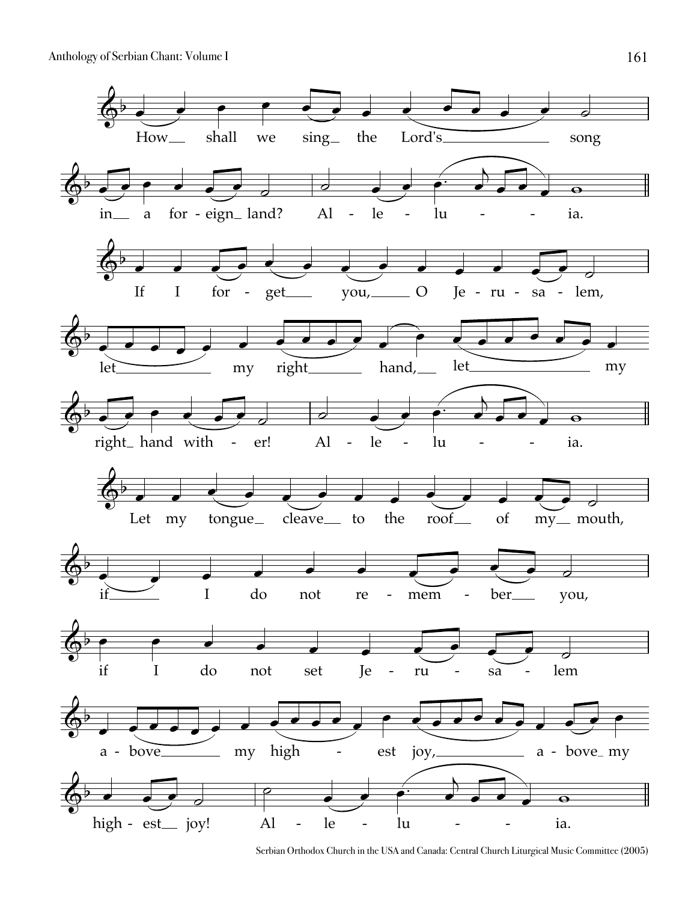How shall we sing the Lord's song in a foreign land? Alleluia.

If I forget you, O Jerusalem, let my right hand, let my right hand wither! Alleluia.

Let my tongue cleave to the roof of my mouth, if I do not remember you, if I do not set Jerusalem above my highest joy, above my highest joy! Alleluia.

Serbian Orthodox Church in the USA and Canada: Central Church Liturgical Music Committee (2005)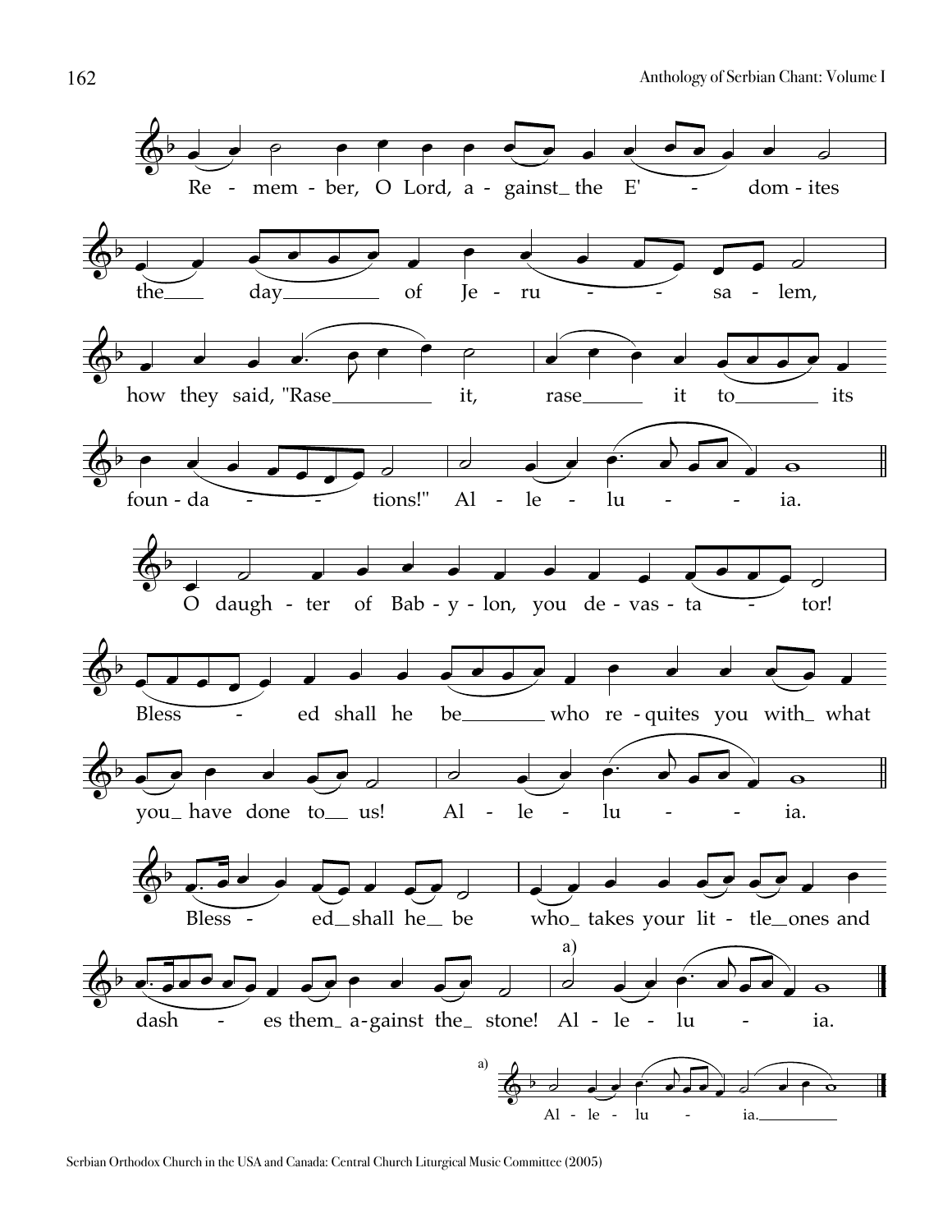Re - mem - ber, O Lord, a - gainst_ the E' - dom - ites

the___ day_________ of Je - ru - - sa - lem,

how they said, "Rase_________ it, rase______ it to________ its

foun - da - - tions!" Al - le - lu - - ia.

O daugh - ter of Bab - y - lon, you de - vas - ta - tor!

Bless - ed shall he be________ who re - quites you with_ what

you_ have done to__ us! Al - le - lu - - ia.

Bless - ed_ shall he_ be who_ takes your lit - tle_ ones and

dash - es them_ a-gainst the_ stone! Al - le - lu - ia.

a)

a) Al - le - lu - ia.__________

Serbian Orthodox Church in the USA and Canada: Central Church Liturgical Music Committee (2005)